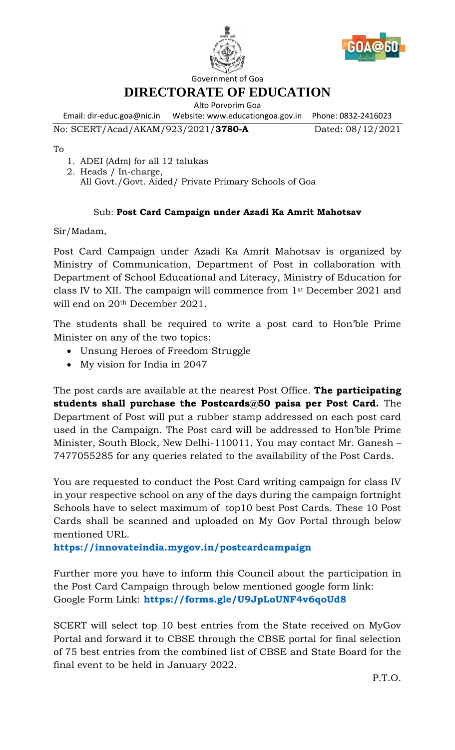Government of Goa

# DIRECTORATE OF EDUCATION

Alto Porvorim Goa

Email: dir-educ.goa@nic.in    Website: www.educationgoa.gov.in    Phone: 0832-2416023

No: SCERT/Acad/AKAM/923/2021/**3780-A**    Dated: 08/12/2021

To

1. ADEI (Adm) for all 12 talukas
2. Heads / In-charge,
   All Govt./Govt. Aided/ Private Primary Schools of Goa

Sub: **Post Card Campaign under Azadi Ka Amrit Mahotsav**

Sir/Madam,

Post Card Campaign under Azadi Ka Amrit Mahotsav is organized by Ministry of Communication, Department of Post in collaboration with Department of School Educational and Literacy, Ministry of Education for class IV to XII. The campaign will commence from 1st December 2021 and will end on 20th December 2021.

The students shall be required to write a post card to Hon'ble Prime Minister on any of the two topics:

- Unsung Heroes of Freedom Struggle
- My vision for India in 2047

The post cards are available at the nearest Post Office. **The participating students shall purchase the Postcards@50 paisa per Post Card.** The Department of Post will put a rubber stamp addressed on each post card used in the Campaign. The Post card will be addressed to Hon'ble Prime Minister, South Block, New Delhi-110011. You may contact Mr. Ganesh – 7477055285 for any queries related to the availability of the Post Cards.

You are requested to conduct the Post Card writing campaign for class IV in your respective school on any of the days during the campaign fortnight Schools have to select maximum of top10 best Post Cards. These 10 Post Cards shall be scanned and uploaded on My Gov Portal through below mentioned URL.

**https://innovateindia.mygov.in/postcardcampaign**

Further more you have to inform this Council about the participation in the Post Card Campaign through below mentioned google form link:
Google Form Link: **https://forms.gle/U9JpLoUNF4v6qoUd8**

SCERT will select top 10 best entries from the State received on MyGov Portal and forward it to CBSE through the CBSE portal for final selection of 75 best entries from the combined list of CBSE and State Board for the final event to be held in January 2022.

P.T.O.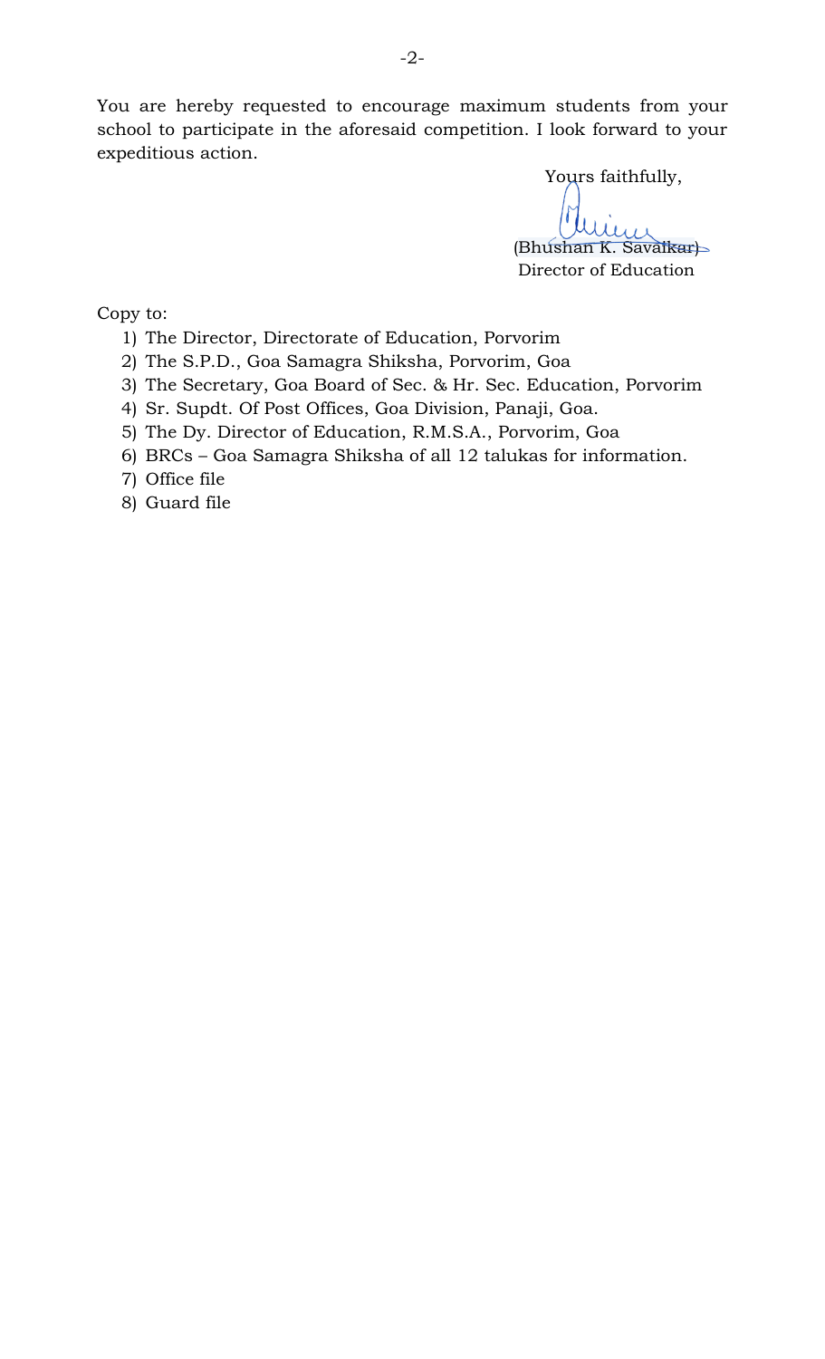You are hereby requested to encourage maximum students from your school to participate in the aforesaid competition. I look forward to your expeditious action.

Yours faithfully,

(Bhushan K. Savaikar)
Director of Education

Copy to:

1) The Director, Directorate of Education, Porvorim
2) The S.P.D., Goa Samagra Shiksha, Porvorim, Goa
3) The Secretary, Goa Board of Sec. & Hr. Sec. Education, Porvorim
4) Sr. Supdt. Of Post Offices, Goa Division, Panaji, Goa.
5) The Dy. Director of Education, R.M.S.A., Porvorim, Goa
6) BRCs – Goa Samagra Shiksha of all 12 talukas for information.
7) Office file
8) Guard file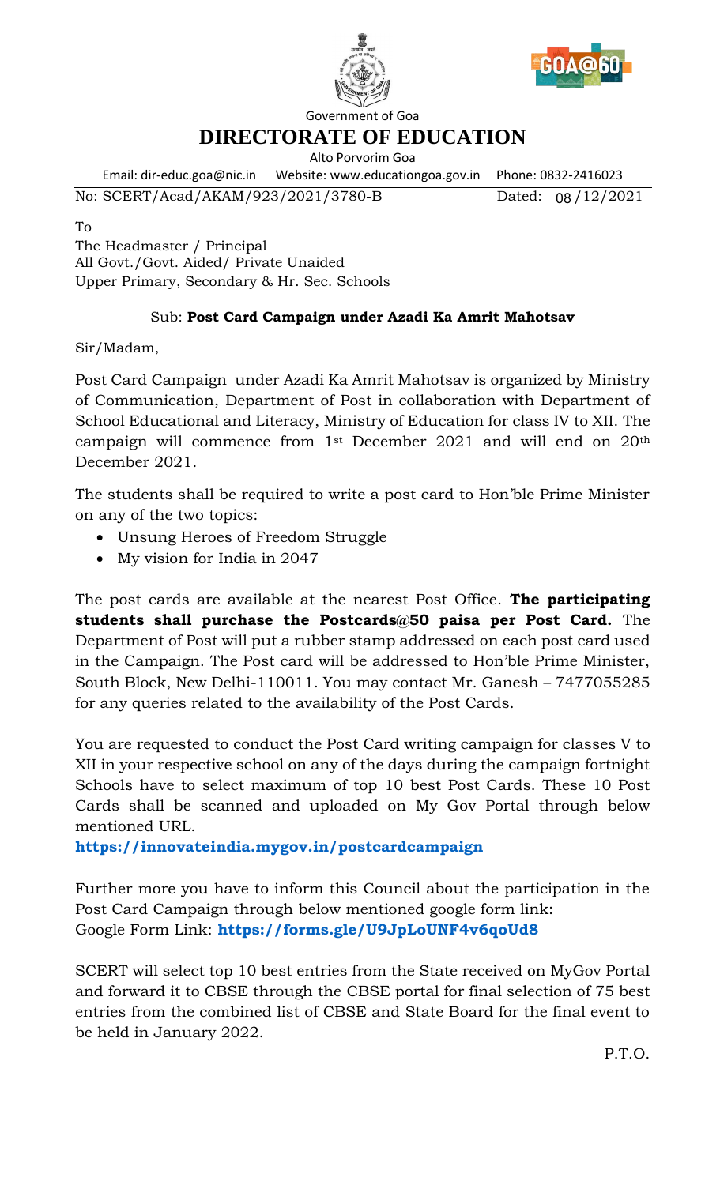Government of Goa

# DIRECTORATE OF EDUCATION

Alto Porvorim Goa

Email: dir-educ.goa@nic.in Website: www.educationgoa.gov.in Phone: 0832-2416023

No: SCERT/Acad/AKAM/923/2021/3780-B Dated: 08 /12/2021

To
The Headmaster / Principal
All Govt./Govt. Aided/ Private Unaided
Upper Primary, Secondary & Hr. Sec. Schools

Sub: **Post Card Campaign under Azadi Ka Amrit Mahotsav**

Sir/Madam,

Post Card Campaign under Azadi Ka Amrit Mahotsav is organized by Ministry of Communication, Department of Post in collaboration with Department of School Educational and Literacy, Ministry of Education for class IV to XII. The campaign will commence from 1st December 2021 and will end on 20th December 2021.

The students shall be required to write a post card to Hon'ble Prime Minister on any of the two topics:

- Unsung Heroes of Freedom Struggle
- My vision for India in 2047

The post cards are available at the nearest Post Office. **The participating students shall purchase the Postcards@50 paisa per Post Card.** The Department of Post will put a rubber stamp addressed on each post card used in the Campaign. The Post card will be addressed to Hon'ble Prime Minister, South Block, New Delhi-110011. You may contact Mr. Ganesh – 7477055285 for any queries related to the availability of the Post Cards.

You are requested to conduct the Post Card writing campaign for classes V to XII in your respective school on any of the days during the campaign fortnight Schools have to select maximum of top 10 best Post Cards. These 10 Post Cards shall be scanned and uploaded on My Gov Portal through below mentioned URL.

**https://innovateindia.mygov.in/postcardcampaign**

Further more you have to inform this Council about the participation in the Post Card Campaign through below mentioned google form link:
Google Form Link: **https://forms.gle/U9JpLoUNF4v6qoUd8**

SCERT will select top 10 best entries from the State received on MyGov Portal and forward it to CBSE through the CBSE portal for final selection of 75 best entries from the combined list of CBSE and State Board for the final event to be held in January 2022.

P.T.O.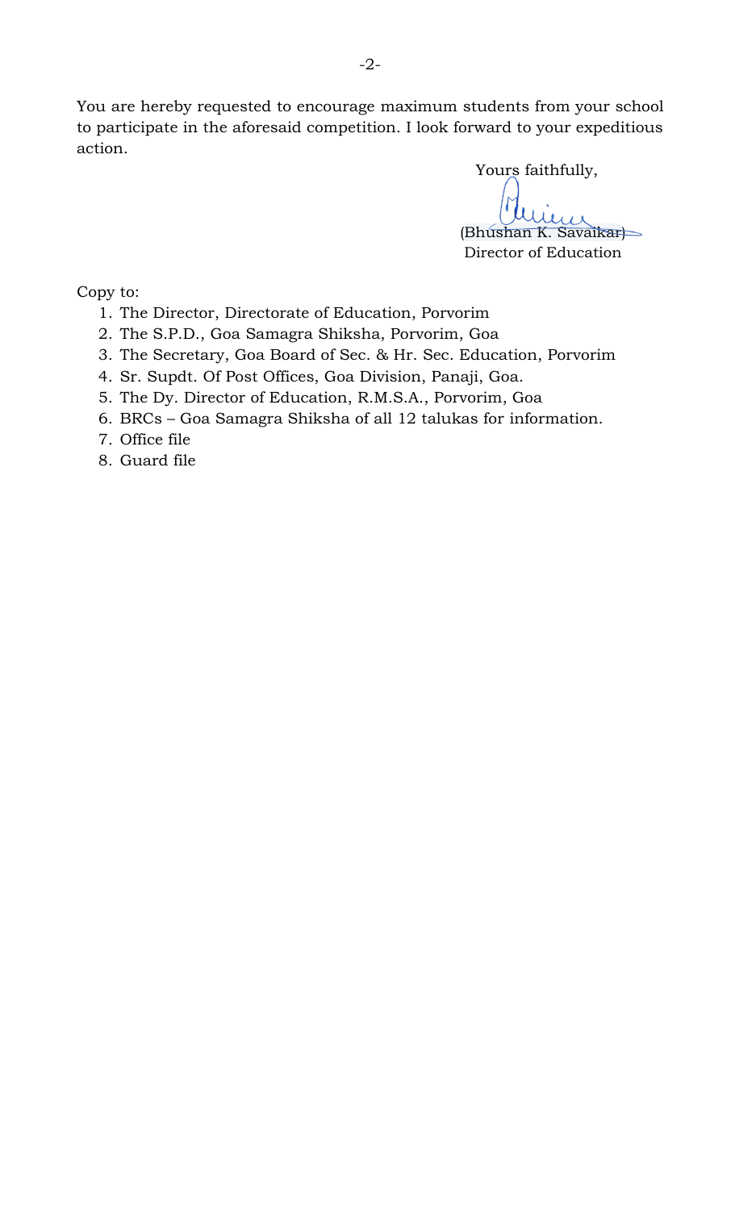You are hereby requested to encourage maximum students from your school to participate in the aforesaid competition. I look forward to your expeditious action.

Yours faithfully,

(Bhushan K. Savaikar)
Director of Education

Copy to:

1. The Director, Directorate of Education, Porvorim
2. The S.P.D., Goa Samagra Shiksha, Porvorim, Goa
3. The Secretary, Goa Board of Sec. & Hr. Sec. Education, Porvorim
4. Sr. Supdt. Of Post Offices, Goa Division, Panaji, Goa.
5. The Dy. Director of Education, R.M.S.A., Porvorim, Goa
6. BRCs – Goa Samagra Shiksha of all 12 talukas for information.
7. Office file
8. Guard file